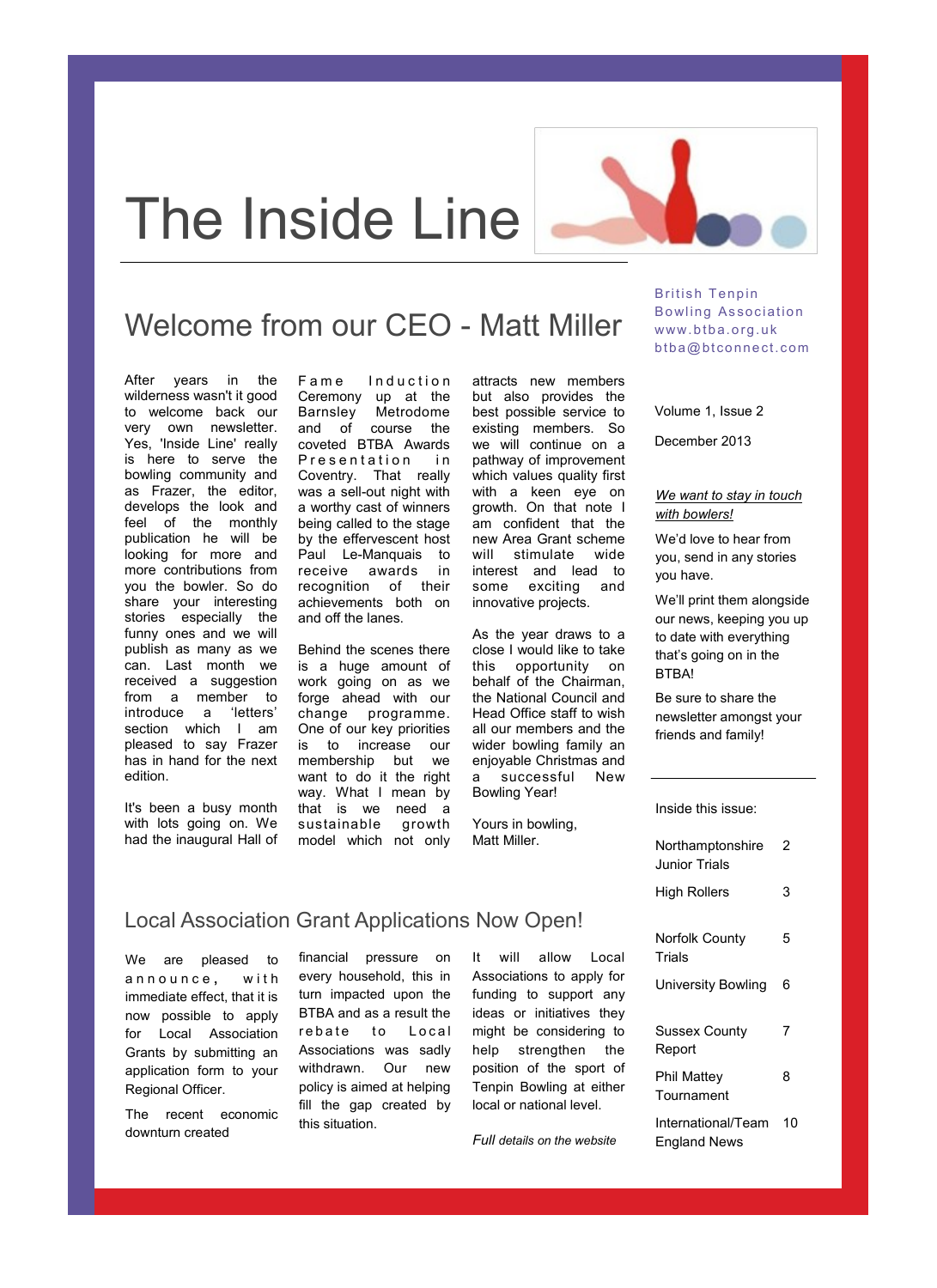# The Inside Line

British Tenpin Bowling Association
www.btba.org.uk
btba@btconnect.com

Volume 1, Issue 2

December 2013

## Welcome from our CEO - Matt Miller

After years in the wilderness wasn't it good to welcome back our very own newsletter. Yes, 'Inside Line' really is here to serve the bowling community and as Frazer, the editor, develops the look and feel of the monthly publication he will be looking for more and more contributions from you the bowler. So do share your interesting stories especially the funny ones and we will publish as many as we can. Last month we received a suggestion from a member to introduce a 'letters' section which I am pleased to say Frazer has in hand for the next edition.

It's been a busy month with lots going on. We had the inaugural Hall of Fame Induction Ceremony up at the Barnsley Metrodome and of course the coveted BTBA Awards Presentation in Coventry. That really was a sell-out night with a worthy cast of winners being called to the stage by the effervescent host Paul Le-Manquais to receive awards in recognition of their achievements both on and off the lanes.

Behind the scenes there is a huge amount of work going on as we forge ahead with our change programme. One of our key priorities is to increase our membership but we want to do it the right way. What I mean by that is we need a sustainable growth model which not only attracts new members but also provides the best possible service to existing members. So we will continue on a pathway of improvement which values quality first with a keen eye on growth. On that note I am confident that the new Area Grant scheme will stimulate wide interest and lead to some exciting and innovative projects.

As the year draws to a close I would like to take this opportunity on behalf of the Chairman, the National Council and the Head Office staff to wish all our members and the wider bowling family an enjoyable Christmas and a successful New Bowling Year!

Yours in bowling,
Matt Miller.

## Local Association Grant Applications Now Open!

We are pleased to announce, with immediate effect, that it is now possible to apply for Local Association Grants by submitting an application form to your Regional Officer.

The recent economic downturn created financial pressure on every household, this in turn impacted upon the BTBA and as a result the rebate to Local Associations was sadly withdrawn. Our new policy is aimed at helping fill the gap created by this situation.

It will allow Local Associations to apply for funding to support any ideas or initiatives they might be considering to help strengthen the position of the sport of Tenpin Bowling at either local or national level.

*Full details on the website*

***We want to stay in touch with bowlers!***

We'd love to hear from you, send in any stories you have.

We'll print them alongside our news, keeping you up to date with everything that's going on in the BTBA!

Be sure to share the newsletter amongst your friends and family!

Inside this issue:

| | |
|---|---|
| Northamptonshire Junior Trials | 2 |
| High Rollers | 3 |
| Norfolk County Trials | 5 |
| University Bowling | 6 |
| Sussex County Report | 7 |
| Phil Mattey Tournament | 8 |
| International/Team England News | 10 |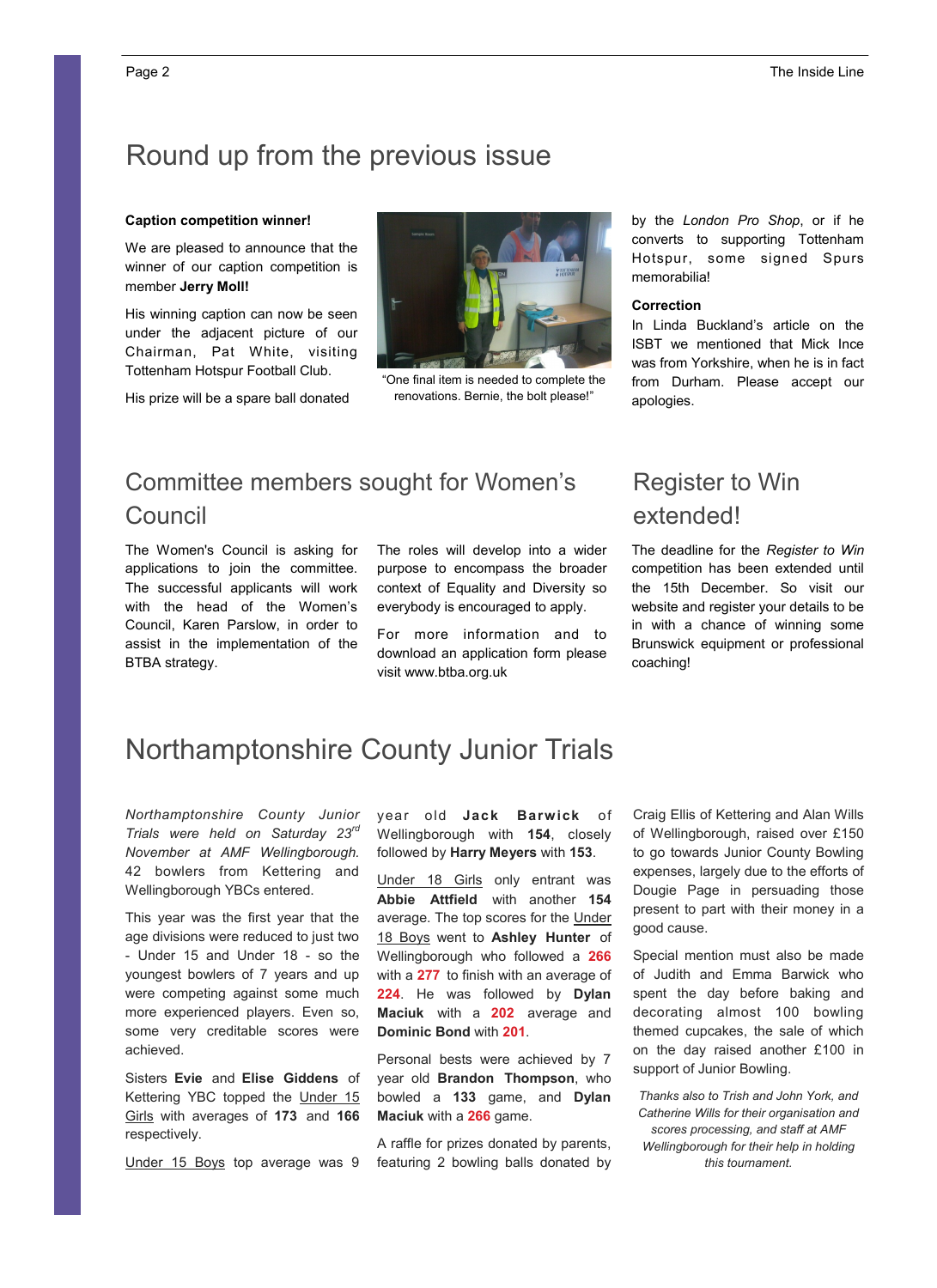## Round up from the previous issue

**Caption competition winner!**

We are pleased to announce that the winner of our caption competition is member **Jerry Moll!**

His winning caption can now be seen under the adjacent picture of our Chairman, Pat White, visiting Tottenham Hotspur Football Club.

His prize will be a spare ball donated by the *London Pro Shop*, or if he converts to supporting Tottenham Hotspur, some signed Spurs memorabilia!

"One final item is needed to complete the renovations. Bernie, the bolt please!"

**Correction**

In Linda Buckland's article on the ISBT we mentioned that Mick Ince was from Yorkshire, when he is in fact from Durham. Please accept our apologies.

## Committee members sought for Women's Council

The Women's Council is asking for applications to join the committee. The successful applicants will work with the head of the Women's Council, Karen Parslow, in order to assist in the implementation of the BTBA strategy.

The roles will develop into a wider purpose to encompass the broader context of Equality and Diversity so everybody is encouraged to apply.

For more information and to download an application form please visit www.btba.org.uk

## Register to Win extended!

The deadline for the *Register to Win* competition has been extended until the 15th December. So visit our website and register your details to be in with a chance of winning some Brunswick equipment or professional coaching!

## Northamptonshire County Junior Trials

*Northamptonshire County Junior Trials were held on Saturday 23rd November at AMF Wellingborough.* 42 bowlers from Kettering and Wellingborough YBCs entered.

This year was the first year that the age divisions were reduced to just two - Under 15 and Under 18 - so the youngest bowlers of 7 years and up were competing against some much more experienced players. Even so, some very creditable scores were achieved.

Sisters **Evie** and **Elise Giddens** of Kettering YBC topped the Under 15 Girls with averages of **173** and **166** respectively.

Under 15 Boys top average was 9 year old **Jack Barwick** of Wellingborough with **154**, closely followed by **Harry Meyers** with **153**.

Under 18 Girls only entrant was **Abbie Attfield** with another **154** average. The top scores for the Under 18 Boys went to **Ashley Hunter** of Wellingborough who followed a **266** with a **277** to finish with an average of **224**. He was followed by **Dylan Maciuk** with a **202** average and **Dominic Bond** with **201**.

Personal bests were achieved by 7 year old **Brandon Thompson**, who bowled a **133** game, and **Dylan Maciuk** with a **266** game.

A raffle for prizes donated by parents, featuring 2 bowling balls donated by Craig Ellis of Kettering and Alan Wills of Wellingborough, raised over £150 to go towards Junior County Bowling expenses, largely due to the efforts of Dougie Page in persuading those present to part with their money in a good cause.

Special mention must also be made of Judith and Emma Barwick who spent the day before baking and decorating almost 100 bowling themed cupcakes, the sale of which on the day raised another £100 in support of Junior Bowling.

*Thanks also to Trish and John York, and Catherine Wills for their organisation and scores processing, and staff at AMF Wellingborough for their help in holding this tournament.*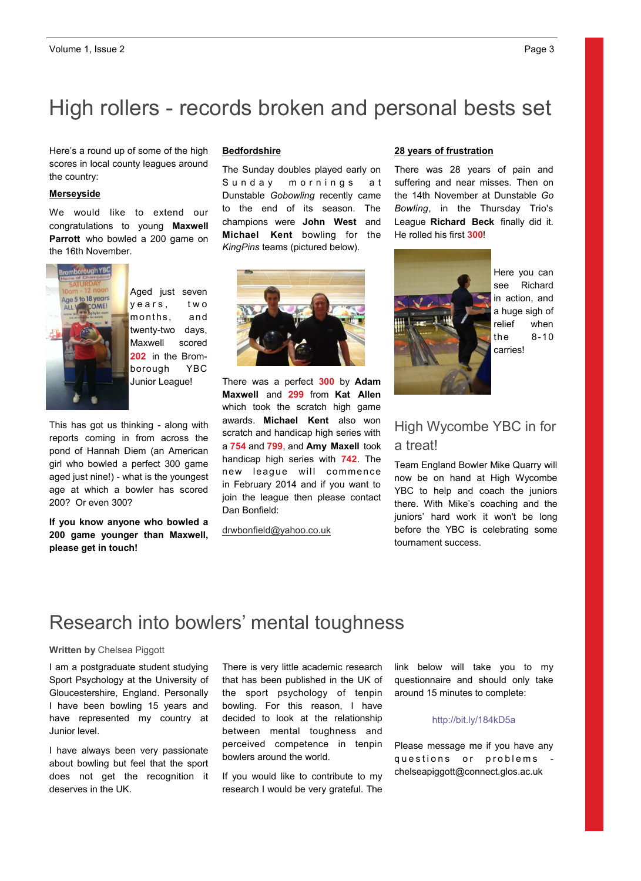# High rollers - records broken and personal bests set

Here's a round up of some of the high scores in local county leagues around the country:

**Merseyside**

We would like to extend our congratulations to young **Maxwell Parrott** who bowled a 200 game on the 16th November.

Aged just seven years, two months, and twenty-two days, Maxwell scored **202** in the Bromborough YBC Junior League!

This has got us thinking - along with reports coming in from across the pond of Hannah Diem (an American girl who bowled a perfect 300 game aged just nine!) - what is the youngest age at which a bowler has scored 200? Or even 300?

**If you know anyone who bowled a 200 game younger than Maxwell, please get in touch!**

**Bedfordshire**

The Sunday doubles played early on Sunday mornings at Dunstable *Gobowling* recently came to the end of its season. The champions were **John West** and **Michael Kent** bowling for the *KingPins* teams (pictured below).

There was a perfect **300** by **Adam Maxwell** and **299** from **Kat Allen** which took the scratch high game awards. **Michael Kent** also won scratch and handicap high series with a **754** and **799**, and **Amy Maxell** took handicap high series with **742**. The new league will commence in February 2014 and if you want to join the league then please contact Dan Bonfield:

drwbonfield@yahoo.co.uk

**28 years of frustration**

There was 28 years of pain and suffering and near misses. Then on the 14th November at Dunstable *Go Bowling*, in the Thursday Trio's League **Richard Beck** finally did it. He rolled his first **300**!

Here you can see Richard in action, and a huge sigh of relief when the 8-10 carries!

## High Wycombe YBC in for a treat!

Team England Bowler Mike Quarry will now be on hand at High Wycombe YBC to help and coach the juniors there. With Mike's coaching and the juniors' hard work it won't be long before the YBC is celebrating some tournament success.

# Research into bowlers' mental toughness

**Written by** Chelsea Piggott

I am a postgraduate student studying Sport Psychology at the University of Gloucestershire, England. Personally I have been bowling 15 years and have represented my country at Junior level.

I have always been very passionate about bowling but feel that the sport does not get the recognition it deserves in the UK.

There is very little academic research that has been published in the UK of the sport psychology of tenpin bowling. For this reason, I have decided to look at the relationship between mental toughness and perceived competence in tenpin bowlers around the world.

If you would like to contribute to my research I would be very grateful. The link below will take you to my questionnaire and should only take around 15 minutes to complete:

http://bit.ly/184kD5a

Please message me if you have any questions or problems - chelseapiggott@connect.glos.ac.uk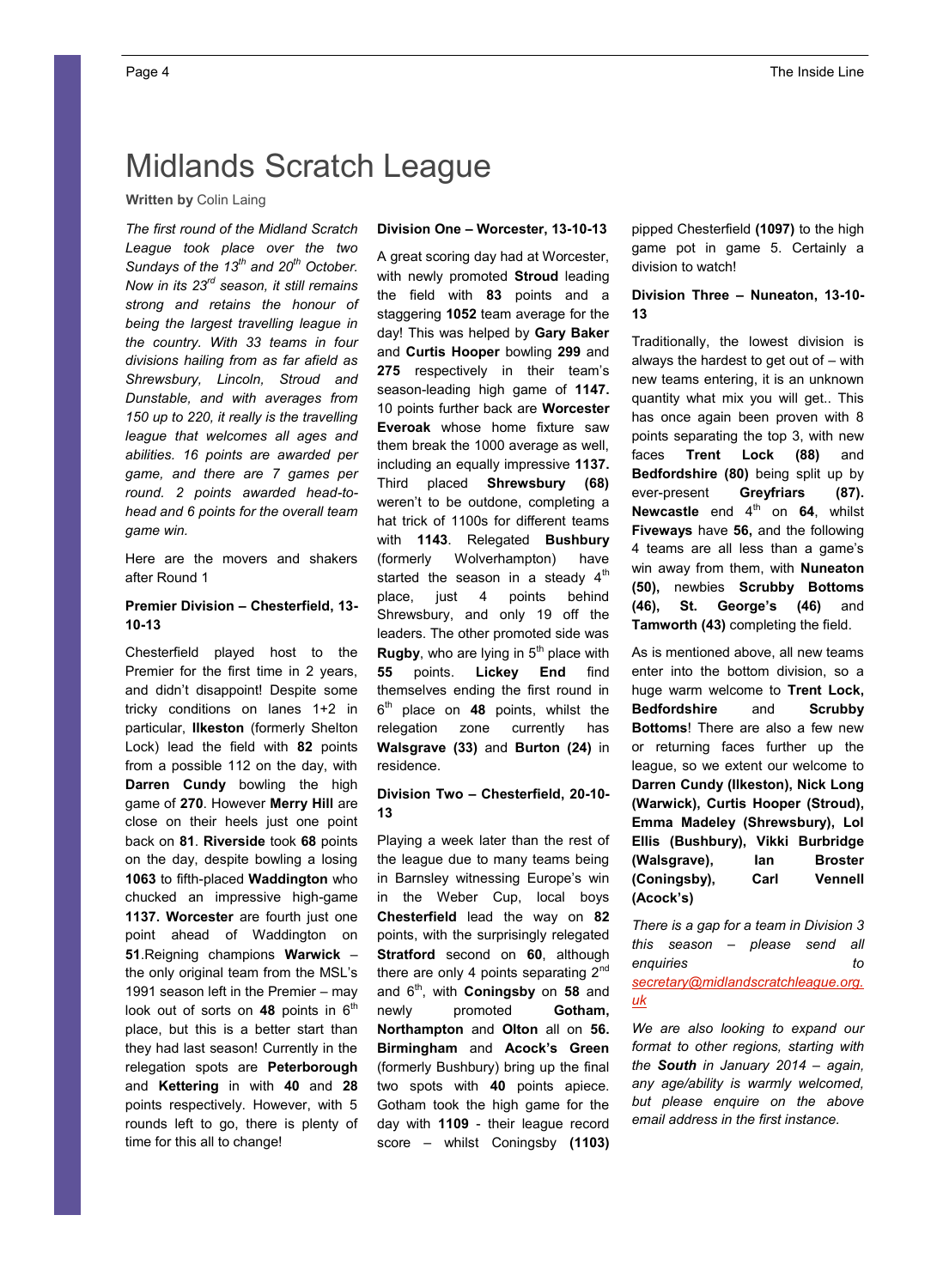# Midlands Scratch League

**Written by** Colin Laing

*The first round of the Midland Scratch League took place over the two Sundays of the 13th and 20th October. Now in its 23rd season, it still remains strong and retains the honour of being the largest travelling league in the country. With 33 teams in four divisions hailing from as far afield as Shrewsbury, Lincoln, Stroud and Dunstable, and with averages from 150 up to 220, it really is the travelling league that welcomes all ages and abilities. 16 points are awarded per game, and there are 7 games per round. 2 points awarded head-to-head and 6 points for the overall team game win.*

Here are the movers and shakers after Round 1

**Premier Division – Chesterfield, 13-10-13**

Chesterfield played host to the Premier for the first time in 2 years, and didn't disappoint! Despite some tricky conditions on lanes 1+2 in particular, **Ilkeston** (formerly Shelton Lock) lead the field with **82** points from a possible 112 on the day, with **Darren Cundy** bowling the high game of **270**. However **Merry Hill** are close on their heels just one point back on **81**. **Riverside** took **68** points on the day, despite bowling a losing **1063** to fifth-placed **Waddington** who chucked an impressive high-game **1137. Worcester** are fourth just one point ahead of Waddington on **51**.Reigning champions **Warwick** – the only original team from the MSL's 1991 season left in the Premier – may look out of sorts on **48** points in 6th place, but this is a better start than they had last season! Currently in the relegation spots are **Peterborough** and **Kettering** in with **40** and **28** points respectively. However, with 5 rounds left to go, there is plenty of time for this all to change!

**Division One – Worcester, 13-10-13**

A great scoring day had at Worcester, with newly promoted **Stroud** leading the field with **83** points and a staggering **1052** team average for the day! This was helped by **Gary Baker** and **Curtis Hooper** bowling **299** and **275** respectively in their team's season-leading high game of **1147.** 10 points further back are **Worcester Everoak** whose home fixture saw them break the 1000 average as well, including an equally impressive **1137.** Third placed **Shrewsbury (68)** weren't to be outdone, completing a hat trick of 1100s for different teams with **1143**. Relegated **Bushbury** (formerly Wolverhampton) have started the season in a steady 4th place, just 4 points behind Shrewsbury, and only 19 off the leaders. The other promoted side was **Rugby**, who are lying in 5th place with **55** points. **Lickey End** find themselves ending the first round in 6th place on **48** points, whilst the relegation zone currently has **Walsgrave (33)** and **Burton (24)** in residence.

**Division Two – Chesterfield, 20-10-13**

Playing a week later than the rest of the league due to many teams being in Barnsley witnessing Europe's win in the Weber Cup, local boys **Chesterfield** lead the way on **82** points, with the surprisingly relegated **Stratford** second on **60**, although there are only 4 points separating 2nd and 6th, with **Coningsby** on **58** and newly promoted **Gotham, Northampton** and **Olton** all on **56. Birmingham** and **Acock's Green** (formerly Bushbury) bring up the final two spots with **40** points apiece. Gotham took the high game for the day with **1109** - their league record score – whilst Coningsby **(1103)** pipped Chesterfield **(1097)** to the high game pot in game 5. Certainly a division to watch!

**Division Three – Nuneaton, 13-10-13**

Traditionally, the lowest division is always the hardest to get out of – with new teams entering, it is an unknown quantity what mix you will get.. This has once again been proven with 8 points separating the top 3, with new faces **Trent Lock (88)** and **Bedfordshire (80)** being split up by ever-present **Greyfriars (87). Newcastle** end 4th on **64**, whilst **Fiveways** have **56,** and the following 4 teams are all less than a game's win away from them, with **Nuneaton (50),** newbies **Scrubby Bottoms (46), St. George's (46)** and **Tamworth (43)** completing the field.

As is mentioned above, all new teams enter into the bottom division, so a huge warm welcome to **Trent Lock, Bedfordshire** and **Scrubby Bottoms**! There are also a few new or returning faces further up the league, so we extent our welcome to **Darren Cundy (Ilkeston), Nick Long (Warwick), Curtis Hooper (Stroud), Emma Madeley (Shrewsbury), Lol Ellis (Bushbury), Vikki Burbridge (Walsgrave), Ian Broster (Coningsby), Carl Vennell (Acock's)**

*There is a gap for a team in Division 3 this season – please send all enquiries to* *secretary@midlandscratchleague.org.uk*

*We are also looking to expand our format to other regions, starting with the* ***South*** *in January 2014 – again, any age/ability is warmly welcomed, but please enquire on the above email address in the first instance.*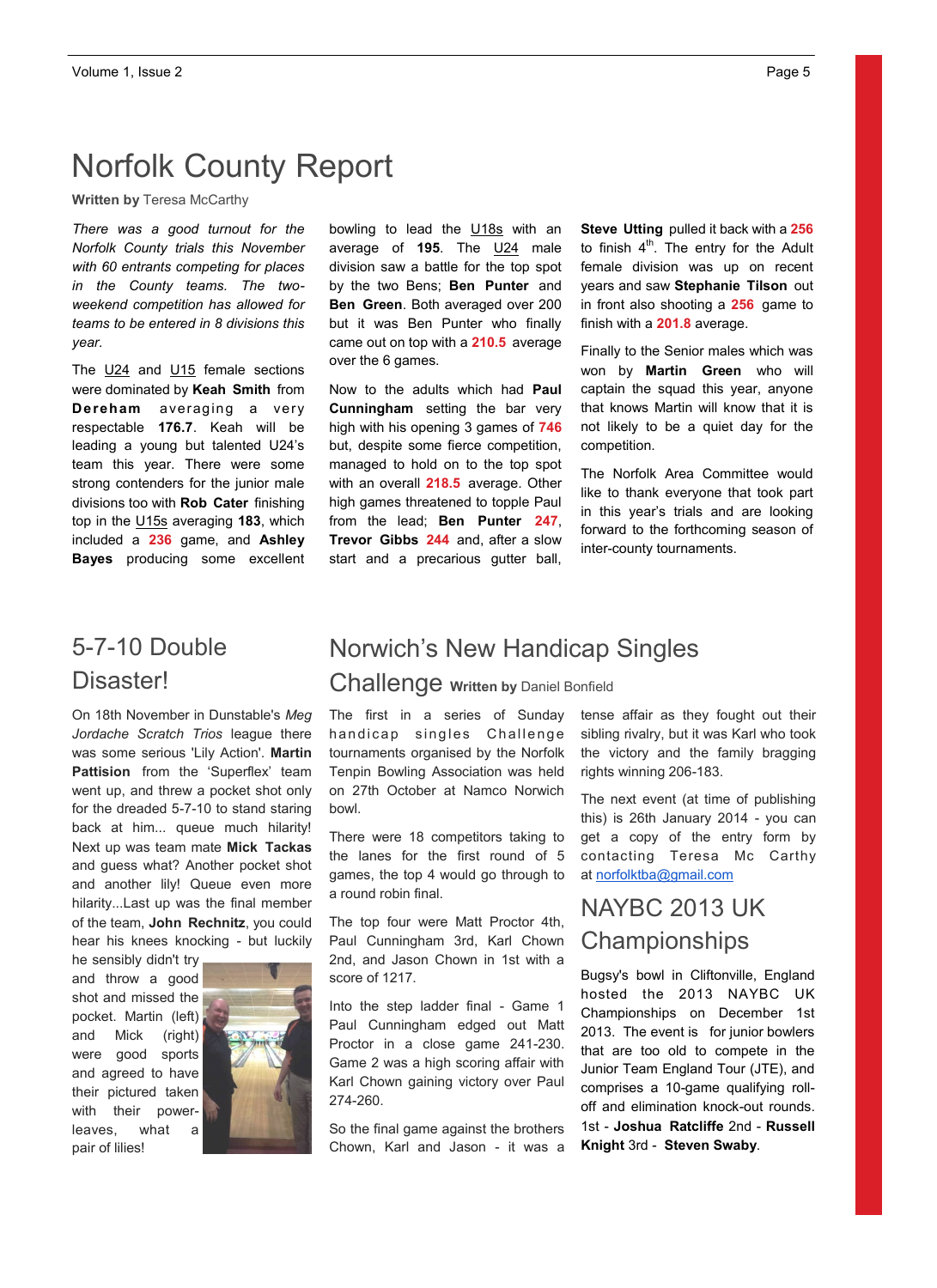# Norfolk County Report

**Written by** Teresa McCarthy

*There was a good turnout for the Norfolk County trials this November with 60 entrants competing for places in the County teams. The two-weekend competition has allowed for teams to be entered in 8 divisions this year.*

The U24 and U15 female sections were dominated by **Keah Smith** from **Dereham** averaging a very respectable **176.7**. Keah will be leading a young but talented U24's team this year. There were some strong contenders for the junior male divisions too with **Rob Cater** finishing top in the U15s averaging **183**, which included a **236** game, and **Ashley Bayes** producing some excellent bowling to lead the U18s with an average of **195**. The U24 male division saw a battle for the top spot by the two Bens; **Ben Punter** and **Ben Green**. Both averaged over 200 but it was Ben Punter who finally came out on top with a **210.5** average over the 6 games.

Now to the adults which had **Paul Cunningham** setting the bar very high with his opening 3 games of **746** but, despite some fierce competition, managed to hold on to the top spot with an overall **218.5** average. Other high games threatened to topple Paul from the lead; **Ben Punter 247**, **Trevor Gibbs 244** and, after a slow start and a precarious gutter ball, **Steve Utting** pulled it back with a **256** to finish 4th. The entry for the Adult female division was up on recent years and saw **Stephanie Tilson** out in front also shooting a **256** game to finish with a **201.8** average.

Finally to the Senior males which was won by **Martin Green** who will captain the squad this year, anyone that knows Martin will know that it is not likely to be a quiet day for the competition.

The Norfolk Area Committee would like to thank everyone that took part in this year's trials and are looking forward to the forthcoming season of inter-county tournaments.

## 5-7-10 Double Disaster!

On 18th November in Dunstable's *Meg Jordache Scratch Trios* league there was some serious 'Lily Action'. **Martin Pattision** from the 'Superflex' team went up, and threw a pocket shot only for the dreaded 5-7-10 to stand staring back at him... queue much hilarity! Next up was team mate **Mick Tackas** and guess what? Another pocket shot and another lily! Queue even more hilarity...Last up was the final member of the team, **John Rechnitz**, you could hear his knees knocking - but luckily he sensibly didn't try and throw a good shot and missed the pocket. Martin (left) and Mick (right) were good sports and agreed to have their pictured taken with their power-leaves, what a pair of lilies!

## Norwich's New Handicap Singles Challenge

**Written by** Daniel Bonfield

The first in a series of Sunday handicap singles Challenge tournaments organised by the Norfolk Tenpin Bowling Association was held on 27th October at Namco Norwich bowl.

There were 18 competitors taking to the lanes for the first round of 5 games, the top 4 would go through to a round robin final.

The top four were Matt Proctor 4th, Paul Cunningham 3rd, Karl Chown 2nd, and Jason Chown in 1st with a score of 1217.

Into the step ladder final - Game 1 Paul Cunningham edged out Matt Proctor in a close game 241-230. Game 2 was a high scoring affair with Karl Chown gaining victory over Paul 274-260.

So the final game against the brothers Chown, Karl and Jason - it was a tense affair as they fought out their sibling rivalry, but it was Karl who took the victory and the family bragging rights winning 206-183.

The next event (at time of publishing this) is 26th January 2014 - you can get a copy of the entry form by contacting Teresa Mc Carthy at norfolktba@gmail.com

## NAYBC 2013 UK Championships

Bugsy's bowl in Cliftonville, England hosted the 2013 NAYBC UK Championships on December 1st 2013. The event is for junior bowlers that are too old to compete in the Junior Team England Tour (JTE), and comprises a 10-game qualifying roll-off and elimination knock-out rounds. 1st - **Joshua Ratcliffe** 2nd - **Russell Knight** 3rd - **Steven Swaby**.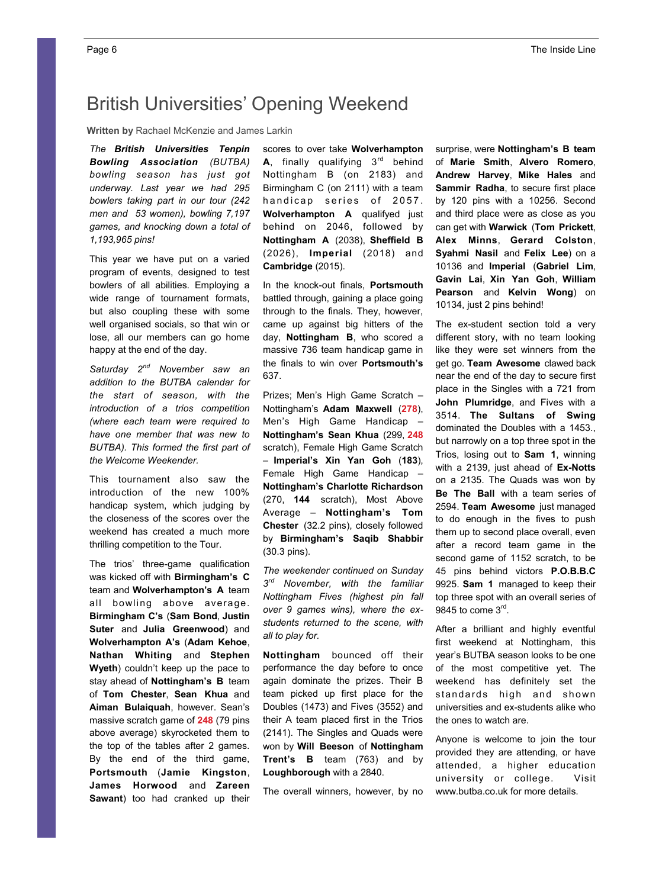# British Universities' Opening Weekend

**Written by** Rachael McKenzie and James Larkin

*The **British Universities Tenpin Bowling Association** (BUTBA) bowling season has just got underway. Last year we had 295 bowlers taking part in our tour (242 men and 53 women), bowling 7,197 games, and knocking down a total of 1,193,965 pins!*

This year we have put on a varied program of events, designed to test bowlers of all abilities. Employing a wide range of tournament formats, but also coupling these with some well organised socials, so that win or lose, all our members can go home happy at the end of the day.

*Saturday 2nd November saw an addition to the BUTBA calendar for the start of season, with the introduction of a trios competition (where each team were required to have one member that was new to BUTBA). This formed the first part of the Welcome Weekender.*

This tournament also saw the introduction of the new 100% handicap system, which judging by the closeness of the scores over the weekend has created a much more thrilling competition to the Tour.

The trios' three-game qualification was kicked off with **Birmingham's C** team and **Wolverhampton's A** team all bowling above average. **Birmingham C's** (**Sam Bond**, **Justin Suter** and **Julia Greenwood**) and **Wolverhampton A's** (**Adam Kehoe**, **Nathan Whiting** and **Stephen Wyeth**) couldn't keep up the pace to stay ahead of **Nottingham's B** team of **Tom Chester**, **Sean Khua** and **Aiman Bulaiquah**, however. Sean's massive scratch game of **248** (79 pins above average) skyrocketed them to the top of the tables after 2 games. By the end of the third game, **Portsmouth** (**Jamie Kingston**, **James Horwood** and **Zareen Sawant**) too had cranked up their scores to over take **Wolverhampton A**, finally qualifying 3rd behind Nottingham B (on 2183) and Birmingham C (on 2111) with a team handicap series of 2057. **Wolverhampton A** qualifyed just behind on 2046, followed by **Nottingham A** (2038), **Sheffield B** (2026), **Imperial** (2018) and **Cambridge** (2015).

In the knock-out finals, **Portsmouth** battled through, gaining a place going through to the finals. They, however, came up against big hitters of the day, **Nottingham B**, who scored a massive 736 team handicap game in the finals to win over **Portsmouth's** 637.

Prizes; Men's High Game Scratch – Nottingham's **Adam Maxwell** (**278**), Men's High Game Handicap – **Nottingham's Sean Khua** (299, **248** scratch), Female High Game Scratch – **Imperial's Xin Yan Goh** (**183**), Female High Game Handicap – **Nottingham's Charlotte Richardson** (270, **144** scratch), Most Above Average – **Nottingham's Tom Chester** (32.2 pins), closely followed by **Birmingham's Saqib Shabbir** (30.3 pins).

*The weekender continued on Sunday 3rd November, with the familiar Nottingham Fives (highest pin fall over 9 games wins), where the ex-students returned to the scene, with all to play for.*

**Nottingham** bounced off their performance the day before to once again dominate the prizes. Their B team picked up first place for the Doubles (1473) and Fives (3552) and their A team placed first in the Trios (2141). The Singles and Quads were won by **Will Beeson** of **Nottingham Trent's B** team (763) and by **Loughborough** with a 2840.

The overall winners, however, by no surprise, were **Nottingham's B team** of **Marie Smith**, **Alvero Romero**, **Andrew Harvey**, **Mike Hales** and **Sammir Radha**, to secure first place by 120 pins with a 10256. Second and third place were as close as you can get with **Warwick** (**Tom Prickett**, **Alex Minns**, **Gerard Colston**, **Syahmi Nasil** and **Felix Lee**) on a 10136 and **Imperial** (**Gabriel Lim**, **Gavin Lai**, **Xin Yan Goh**, **William Pearson** and **Kelvin Wong**) on 10134, just 2 pins behind!

The ex-student section told a very different story, with no team looking like they were set winners from the get go. **Team Awesome** clawed back near the end of the day to secure first place in the Singles with a 721 from **John Plumridge**, and Fives with a 3514. **The Sultans of Swing** dominated the Doubles with a 1453., but narrowly on a top three spot in the Trios, losing out to **Sam 1**, winning with a 2139, just ahead of **Ex-Notts** on a 2135. The Quads was won by **Be The Ball** with a team series of 2594. **Team Awesome** just managed to do enough in the fives to push them up to second place overall, even after a record team game in the second game of 1152 scratch, to be 45 pins behind victors **P.O.B.B.C** 9925. **Sam 1** managed to keep their top three spot with an overall series of 9845 to come 3rd.

After a brilliant and highly eventful first weekend at Nottingham, this year's BUTBA season looks to be one of the most competitive yet. The weekend has definitely set the standards high and shown universities and ex-students alike who the ones to watch are.

Anyone is welcome to join the tour provided they are attending, or have attended, a higher education university or college. Visit www.butba.co.uk for more details.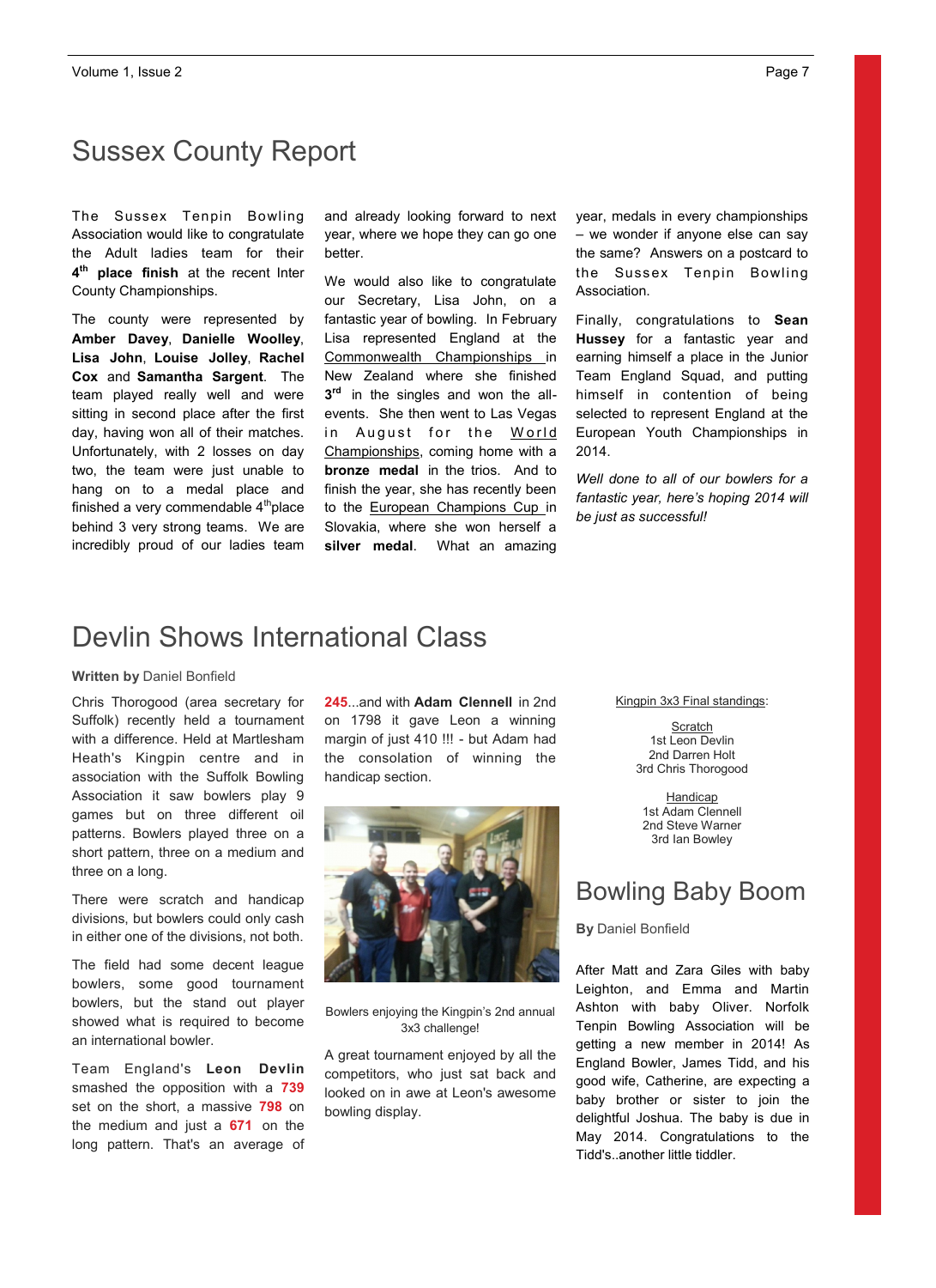# Sussex County Report

The Sussex Tenpin Bowling Association would like to congratulate the Adult ladies team for their **4th place finish** at the recent Inter County Championships.

The county were represented by **Amber Davey**, **Danielle Woolley**, **Lisa John**, **Louise Jolley**, **Rachel Cox** and **Samantha Sargent**. The team played really well and were sitting in second place after the first day, having won all of their matches. Unfortunately, with 2 losses on day two, the team were just unable to hang on to a medal place and finished a very commendable 4th place behind 3 very strong teams. We are incredibly proud of our ladies team and already looking forward to next year, where we hope they can go one better.

We would also like to congratulate our Secretary, Lisa John, on a fantastic year of bowling. In February Lisa represented England at the Commonwealth Championships in New Zealand where she finished 3rd in the singles and won the all-events. She then went to Las Vegas in August for the World Championships, coming home with a **bronze medal** in the trios. And to finish the year, she has recently been to the European Champions Cup in Slovakia, where she won herself a **silver medal**. What an amazing year, medals in every championships – we wonder if anyone else can say the same? Answers on a postcard to the Sussex Tenpin Bowling Association.

Finally, congratulations to **Sean Hussey** for a fantastic year and earning himself a place in the Junior Team England Squad, and putting himself in contention of being selected to represent England at the European Youth Championships in 2014.

*Well done to all of our bowlers for a fantastic year, here's hoping 2014 will be just as successful!*

# Devlin Shows International Class

**Written by** Daniel Bonfield

Chris Thorogood (area secretary for Suffolk) recently held a tournament with a difference. Held at Martlesham Heath's Kingpin centre and in association with the Suffolk Bowling Association it saw bowlers play 9 games but on three different oil patterns. Bowlers played three on a short pattern, three on a medium and three on a long.

There were scratch and handicap divisions, but bowlers could only cash in either one of the divisions, not both.

The field had some decent league bowlers, some good tournament bowlers, but the stand out player showed what is required to become an international bowler.

Team England's **Leon Devlin** smashed the opposition with a **739** set on the short, a massive **798** on the medium and just a **671** on the long pattern. That's an average of **245**...and with **Adam Clennell** in 2nd on 1798 it gave Leon a winning margin of just 410 !!! - but Adam had the consolation of winning the handicap section.

Bowlers enjoying the Kingpin's 2nd annual 3x3 challenge!

A great tournament enjoyed by all the competitors, who just sat back and looked on in awe at Leon's awesome bowling display.

Kingpin 3x3 Final standings:

Scratch
1st Leon Devlin
2nd Darren Holt
3rd Chris Thorogood

Handicap
1st Adam Clennell
2nd Steve Warner
3rd Ian Bowley

# Bowling Baby Boom

**By** Daniel Bonfield

After Matt and Zara Giles with baby Leighton, and Emma and Martin Ashton with baby Oliver. Norfolk Tenpin Bowling Association will be getting a new member in 2014! As England Bowler, James Tidd, and his good wife, Catherine, are expecting a baby brother or sister to join the delightful Joshua. The baby is due in May 2014. Congratulations to the Tidd's..another little tiddler.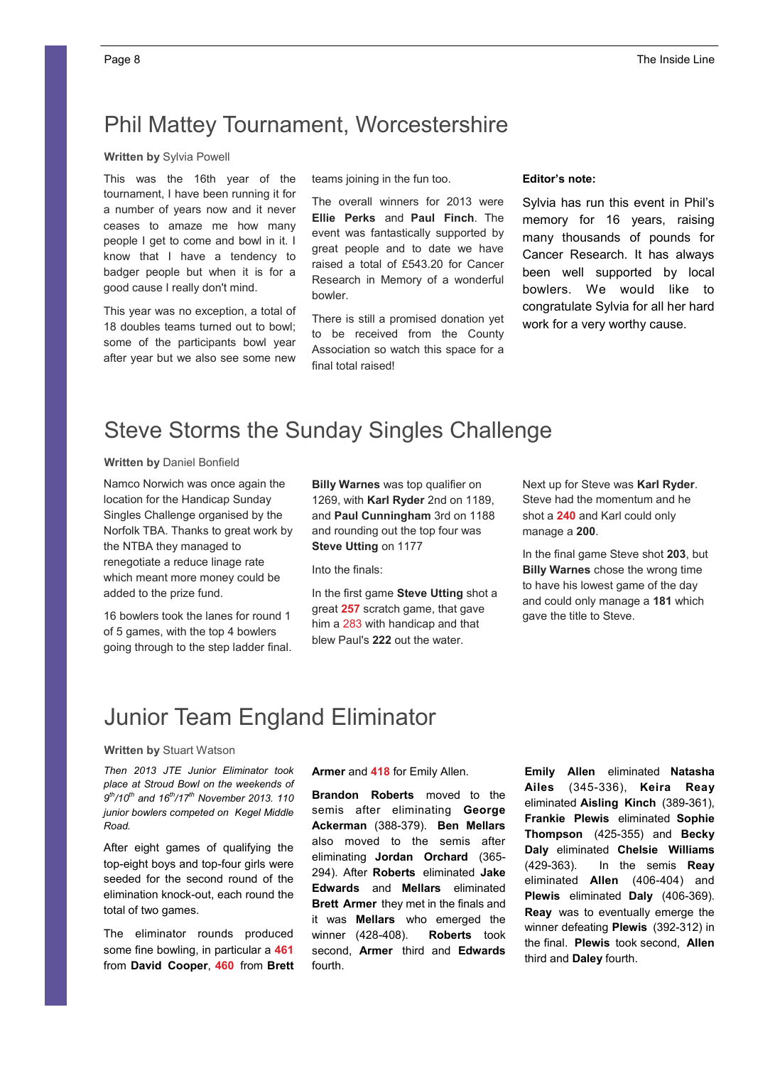# Phil Mattey Tournament, Worcestershire

**Written by** Sylvia Powell

This was the 16th year of the tournament, I have been running it for a number of years now and it never ceases to amaze me how many people I get to come and bowl in it. I know that I have a tendency to badger people but when it is for a good cause I really don't mind.

This year was no exception, a total of 18 doubles teams turned out to bowl; some of the participants bowl year after year but we also see some new teams joining in the fun too.

The overall winners for 2013 were **Ellie Perks** and **Paul Finch**. The event was fantastically supported by great people and to date we have raised a total of £543.20 for Cancer Research in Memory of a wonderful bowler.

There is still a promised donation yet to be received from the County Association so watch this space for a final total raised!

**Editor's note:**

Sylvia has run this event in Phil's memory for 16 years, raising many thousands of pounds for Cancer Research. It has always been well supported by local bowlers. We would like to congratulate Sylvia for all her hard work for a very worthy cause.

# Steve Storms the Sunday Singles Challenge

**Written by** Daniel Bonfield

Namco Norwich was once again the location for the Handicap Sunday Singles Challenge organised by the Norfolk TBA. Thanks to great work by the NTBA they managed to renegotiate a reduce linage rate which meant more money could be added to the prize fund.

16 bowlers took the lanes for round 1 of 5 games, with the top 4 bowlers going through to the step ladder final.

**Billy Warnes** was top qualifier on 1269, with **Karl Ryder** 2nd on 1189, and **Paul Cunningham** 3rd on 1188 and rounding out the top four was **Steve Utting** on 1177

Into the finals:

In the first game **Steve Utting** shot a great **257** scratch game, that gave him a 283 with handicap and that blew Paul's **222** out the water.

Next up for Steve was **Karl Ryder**. Steve had the momentum and he shot a **240** and Karl could only manage a **200**.

In the final game Steve shot **203**, but **Billy Warnes** chose the wrong time to have his lowest game of the day and could only manage a **181** which gave the title to Steve.

# Junior Team England Eliminator

**Written by** Stuart Watson

*Then 2013 JTE Junior Eliminator took place at Stroud Bowl on the weekends of 9th/10th and 16th/17th November 2013. 110 junior bowlers competed on Kegel Middle Road.*

After eight games of qualifying the top-eight boys and top-four girls were seeded for the second round of the elimination knock-out, each round the total of two games.

The eliminator rounds produced some fine bowling, in particular a **461** from **David Cooper**, **460** from **Brett Armer** and **418** for Emily Allen.

**Brandon Roberts** moved to the semis after eliminating **George Ackerman** (388-379). **Ben Mellars** also moved to the semis after eliminating **Jordan Orchard** (365-294). After **Roberts** eliminated **Jake Edwards** and **Mellars** eliminated **Brett Armer** they met in the finals and it was **Mellars** who emerged the winner (428-408). **Roberts** took second, **Armer** third and **Edwards** fourth.

**Emily Allen** eliminated **Natasha Ailes** (345-336), **Keira Reay** eliminated **Aisling Kinch** (389-361), **Frankie Plewis** eliminated **Sophie Thompson** (425-355) and **Becky Daly** eliminated **Chelsie Williams** (429-363). In the semis **Reay** eliminated **Allen** (406-404) and **Plewis** eliminated **Daly** (406-369). **Reay** was to eventually emerge the winner defeating **Plewis** (392-312) in the final. **Plewis** took second, **Allen** third and **Daley** fourth.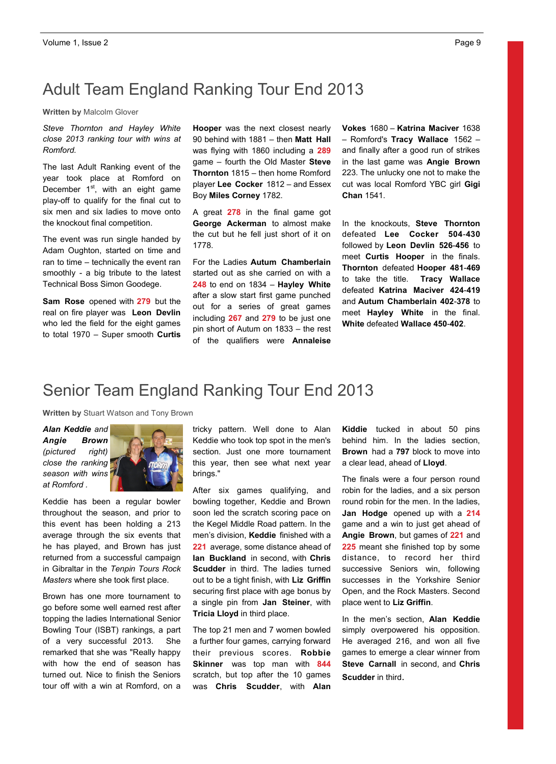# Adult Team England Ranking Tour End 2013

**Written by** Malcolm Glover

*Steve Thornton and Hayley White close 2013 ranking tour with wins at Romford.*

The last Adult Ranking event of the year took place at Romford on December 1st, with an eight game play-off to qualify for the final cut to six men and six ladies to move onto the knockout final competition.

The event was run single handed by Adam Oughton, started on time and ran to time – technically the event ran smoothly - a big tribute to the latest Technical Boss Simon Goodege.

**Sam Rose** opened with **279** but the real on fire player was **Leon Devlin** who led the field for the eight games to total 1970 – Super smooth **Curtis Hooper** was the next closest nearly 90 behind with 1881 – then **Matt Hall** was flying with 1860 including a **289** game – fourth the Old Master **Steve Thornton** 1815 – then home Romford player **Lee Cocker** 1812 – and Essex Boy **Miles Corney** 1782.

A great **278** in the final game got **George Ackerman** to almost make the cut but he fell just short of it on 1778.

For the Ladies **Autum Chamberlain** started out as she carried on with a **248** to end on 1834 – **Hayley White** after a slow start first game punched out for a series of great games including **267** and **279** to be just one pin short of Autum on 1833 – the rest of the qualifiers were **Annaleise Vokes** 1680 – **Katrina Maciver** 1638 – Romford's **Tracy Wallace** 1562 – and finally after a good run of strikes in the last game was **Angie Brown** 223. The unlucky one not to make the cut was local Romford YBC girl **Gigi Chan** 1541.

In the knockouts, **Steve Thornton** defeated **Lee Cocker 504-430** followed by **Leon Devlin 526-456** to meet **Curtis Hooper** in the finals. **Thornton** defeated **Hooper 481-469** to take the title. **Tracy Wallace** defeated **Katrina Maciver 424-419** and **Autum Chamberlain 402-378** to meet **Hayley White** in the final. **White** defeated **Wallace 450-402**.

# Senior Team England Ranking Tour End 2013

**Written by** Stuart Watson and Tony Brown

***Alan Keddie** and **Angie Brown** (pictured right) close the ranking season with wins at Romford .*

Keddie has been a regular bowler throughout the season, and prior to this event has been holding a 213 average through the six events that he has played, and Brown has just returned from a successful campaign in Gibraltar in the *Tenpin Tours Rock Masters* where she took first place.

Brown has one more tournament to go before some well earned rest after topping the ladies International Senior Bowling Tour (ISBT) rankings, a part of a very successful 2013. She remarked that she was "Really happy with how the end of season has turned out. Nice to finish the Seniors tour off with a win at Romford, on a tricky pattern. Well done to Alan Keddie who took top spot in the men's section. Just one more tournament this year, then see what next year brings."

After six games qualifying, and bowling together, Keddie and Brown soon led the scratch scoring pace on the Kegel Middle Road pattern. In the men's division, **Keddie** finished with a **221** average, some distance ahead of **Ian Buckland** in second, with **Chris Scudder** in third. The ladies turned out to be a tight finish, with **Liz Griffin** securing first place with age bonus by a single pin from **Jan Steiner**, with **Tricia Lloyd** in third place.

The top 21 men and 7 women bowled a further four games, carrying forward their previous scores. **Robbie Skinner** was top man with **844** scratch, but top after the 10 games was **Chris Scudder**, with **Alan Kiddie** tucked in about 50 pins behind him. In the ladies section, **Brown** had a **797** block to move into a clear lead, ahead of **Lloyd**.

The finals were a four person round robin for the ladies, and a six person round robin for the men. In the ladies, **Jan Hodge** opened up with a **214** game and a win to just get ahead of **Angie Brown**, but games of **221** and **225** meant she finished top by some distance, to record her third successive Seniors win, following successes in the Yorkshire Senior Open, and the Rock Masters. Second place went to **Liz Griffin**.

In the men's section, **Alan Keddie** simply overpowered his opposition. He averaged 216, and won all five games to emerge a clear winner from **Steve Carnall** in second, and **Chris Scudder** in third.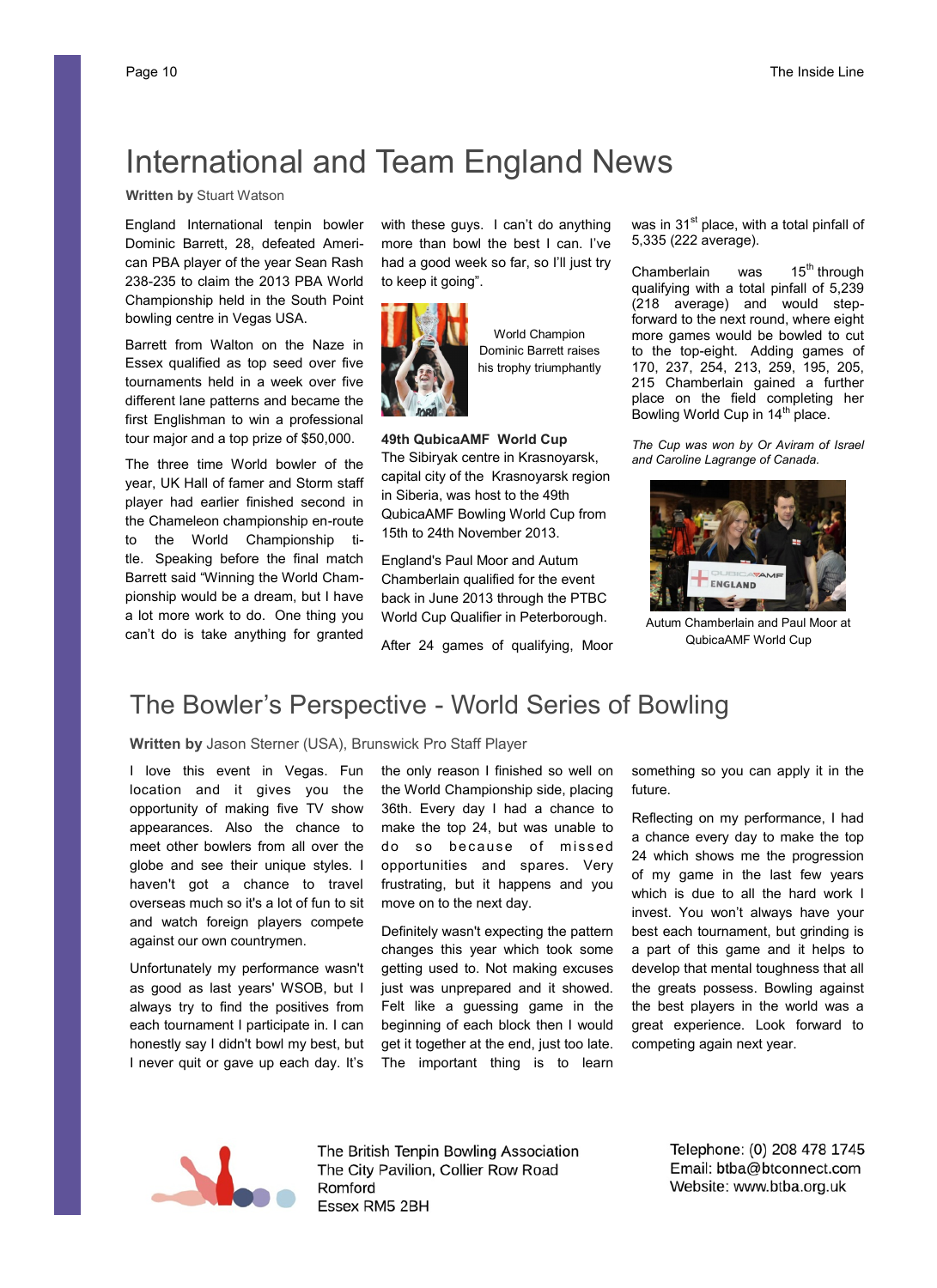# International and Team England News

**Written by** Stuart Watson

England International tenpin bowler Dominic Barrett, 28, defeated American PBA player of the year Sean Rash 238-235 to claim the 2013 PBA World Championship held in the South Point bowling centre in Vegas USA.

Barrett from Walton on the Naze in Essex qualified as top seed over five tournaments held in a week over five different lane patterns and became the first Englishman to win a professional tour major and a top prize of $50,000.

The three time World bowler of the year, UK Hall of famer and Storm staff player had earlier finished second in the Chameleon championship en-route to the World Championship title. Speaking before the final match Barrett said "Winning the World Championship would be a dream, but I have a lot more work to do. One thing you can't do is take anything for granted with these guys. I can't do anything more than bowl the best I can. I've had a good week so far, so I'll just try to keep it going".

World Champion Dominic Barrett raises his trophy triumphantly

**49th QubicaAMF World Cup**

The Sibiryak centre in Krasnoyarsk, capital city of the Krasnoyarsk region in Siberia, was host to the 49th QubicaAMF Bowling World Cup from 15th to 24th November 2013.

England's Paul Moor and Autum Chamberlain qualified for the event back in June 2013 through the PTBC World Cup Qualifier in Peterborough.

After 24 games of qualifying, Moor was in 31st place, with a total pinfall of 5,335 (222 average).

Chamberlain was 15th through qualifying with a total pinfall of 5,239 (218 average) and would step-forward to the next round, where eight more games would be bowled to cut to the top-eight. Adding games of 170, 237, 254, 213, 259, 195, 205, 215 Chamberlain gained a further place on the field completing her Bowling World Cup in 14th place.

*The Cup was won by Or Aviram of Israel and Caroline Lagrange of Canada.*

Autum Chamberlain and Paul Moor at QubicaAMF World Cup

# The Bowler's Perspective - World Series of Bowling

**Written by** Jason Sterner (USA), Brunswick Pro Staff Player

I love this event in Vegas. Fun location and it gives you the opportunity of making five TV show appearances. Also the chance to meet other bowlers from all over the globe and see their unique styles. I haven't got a chance to travel overseas much so it's a lot of fun to sit and watch foreign players compete against our own countrymen.

Unfortunately my performance wasn't as good as last years' WSOB, but I always try to find the positives from each tournament I participate in. I can honestly say I didn't bowl my best, but I never quit or gave up each day. It's the only reason I finished so well on the World Championship side, placing 36th. Every day I had a chance to make the top 24, but was unable to do so because of missed opportunities and spares. Very frustrating, but it happens and you move on to the next day.

Definitely wasn't expecting the pattern changes this year which took some getting used to. Not making excuses just was unprepared and it showed. Felt like a guessing game in the beginning of each block then I would get it together at the end, just too late. The important thing is to learn something so you can apply it in the future.

Reflecting on my performance, I had a chance every day to make the top 24 which shows me the progression of my game in the last few years which is due to all the hard work I invest. You won't always have your best each tournament, but grinding is a part of this game and it helps to develop that mental toughness that all the greats possess. Bowling against the best players in the world was a great experience. Look forward to competing again next year.

The British Tenpin Bowling Association
The City Pavilion, Collier Row Road
Romford
Essex RM5 2BH

Telephone: (0) 208 478 1745
Email: btba@btconnect.com
Website: www.btba.org.uk